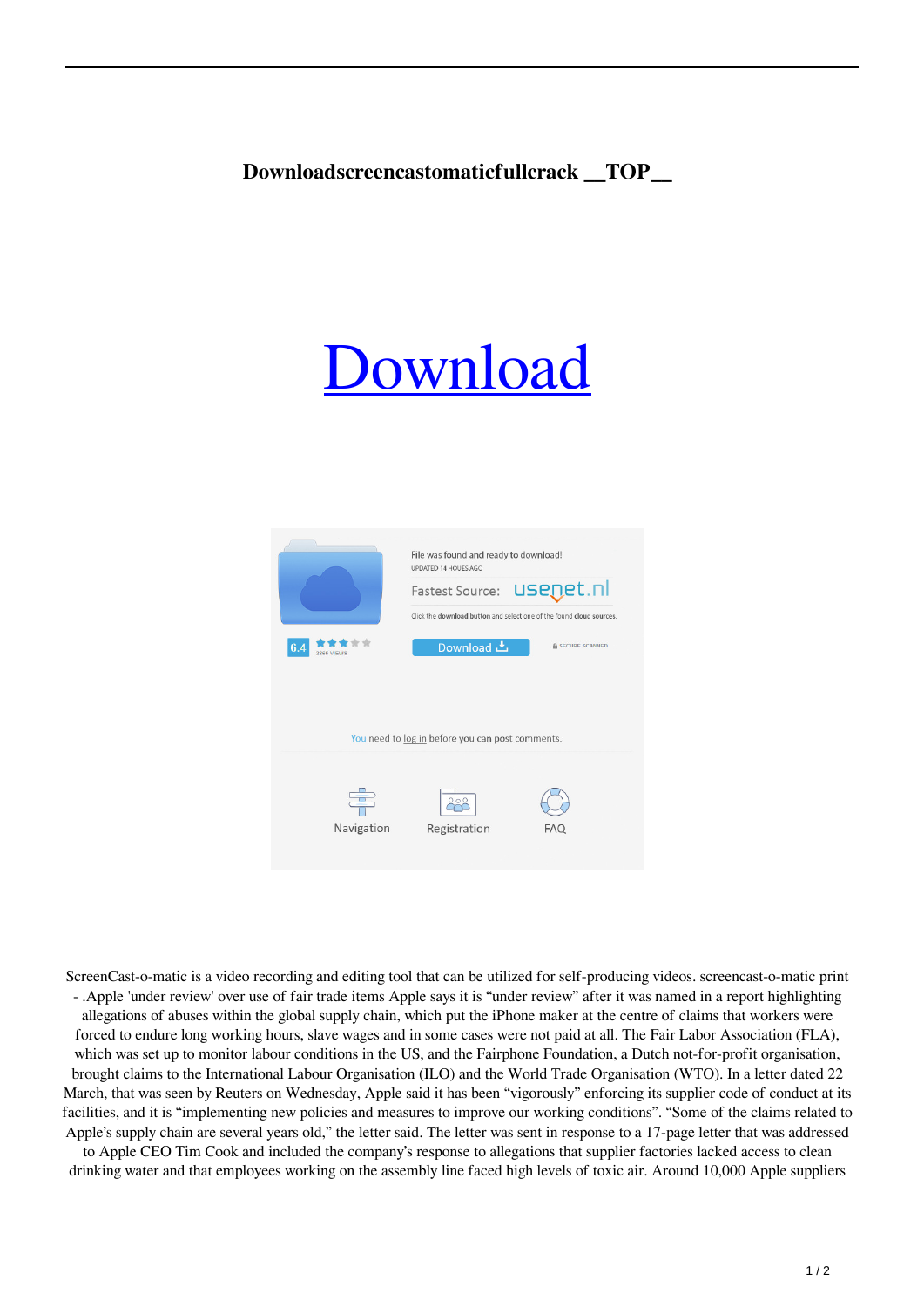# Downloadscreencastomaticfullcrack __TOP__

Download

ScreenCast-o-matic is a video recording and editing tool that can be utilized for self-producing videos. screencast-o-matic print - .Apple 'under review' over use of fair trade items Apple says it is "under review" after it was named in a report highlighting allegations of abuses within the global supply chain, which put the iPhone maker at the centre of claims that workers were forced to endure long working hours, slave wages and in some cases were not paid at all. The Fair Labor Association (FLA), which was set up to monitor labour conditions in the US, and the Fairphone Foundation, a Dutch not-for-profit organisation, brought claims to the International Labour Organisation (ILO) and the World Trade Organisation (WTO). In a letter dated 22 March, that was seen by Reuters on Wednesday, Apple said it has been "vigorously" enforcing its supplier code of conduct at its facilities, and it is "implementing new policies and measures to improve our working conditions". "Some of the claims related to Apple's supply chain are several years old," the letter said. The letter was sent in response to a 17-page letter that was addressed to Apple CEO Tim Cook and included the company's response to allegations that supplier factories lacked access to clean drinking water and that employees working on the assembly line faced high levels of toxic air. Around 10,000 Apple suppliers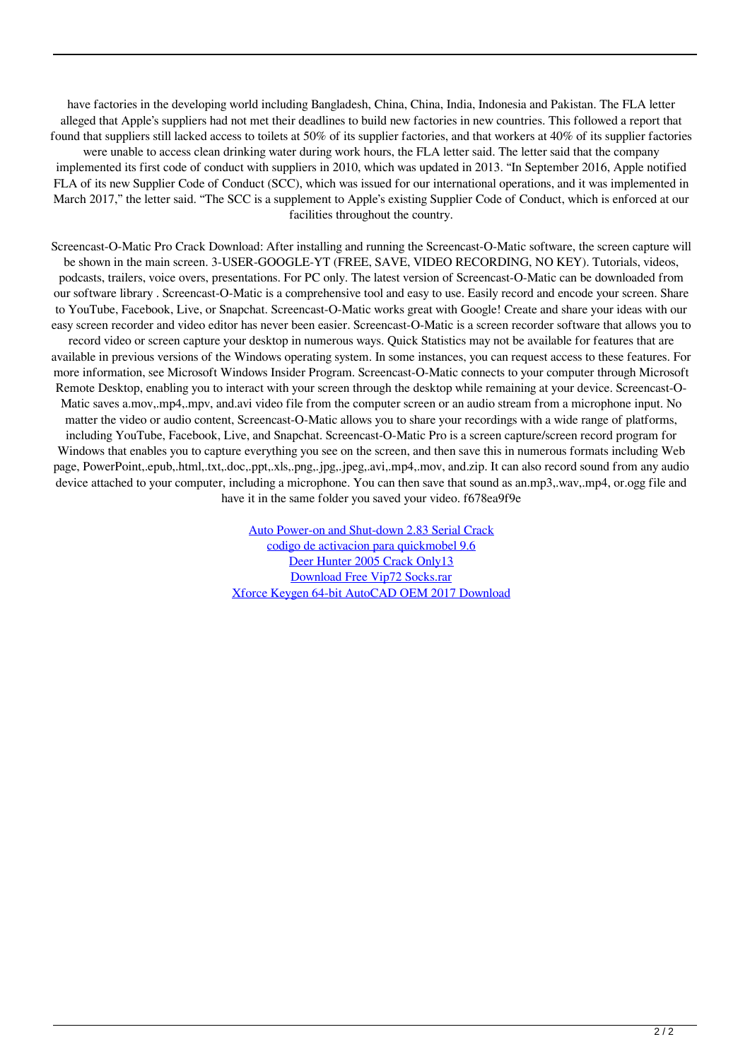have factories in the developing world including Bangladesh, China, China, India, Indonesia and Pakistan. The FLA letter alleged that Apple's suppliers had not met their deadlines to build new factories in new countries. This followed a report that found that suppliers still lacked access to toilets at 50% of its supplier factories, and that workers at 40% of its supplier factories were unable to access clean drinking water during work hours, the FLA letter said. The letter said that the company implemented its first code of conduct with suppliers in 2010, which was updated in 2013. "In September 2016, Apple notified FLA of its new Supplier Code of Conduct (SCC), which was issued for our international operations, and it was implemented in March 2017," the letter said. "The SCC is a supplement to Apple's existing Supplier Code of Conduct, which is enforced at our facilities throughout the country.

Screencast-O-Matic Pro Crack Download: After installing and running the Screencast-O-Matic software, the screen capture will be shown in the main screen. 3-USER-GOOGLE-YT (FREE, SAVE, VIDEO RECORDING, NO KEY). Tutorials, videos, podcasts, trailers, voice overs, presentations. For PC only. The latest version of Screencast-O-Matic can be downloaded from our software library . Screencast-O-Matic is a comprehensive tool and easy to use. Easily record and encode your screen. Share to YouTube, Facebook, Live, or Snapchat. Screencast-O-Matic works great with Google! Create and share your ideas with our easy screen recorder and video editor has never been easier. Screencast-O-Matic is a screen recorder software that allows you to record video or screen capture your desktop in numerous ways. Quick Statistics may not be available for features that are available in previous versions of the Windows operating system. In some instances, you can request access to these features. For more information, see Microsoft Windows Insider Program. Screencast-O-Matic connects to your computer through Microsoft Remote Desktop, enabling you to interact with your screen through the desktop while remaining at your device. Screencast-O-Matic saves a.mov,.mp4,.mpv, and.avi video file from the computer screen or an audio stream from a microphone input. No matter the video or audio content, Screencast-O-Matic allows you to share your recordings with a wide range of platforms, including YouTube, Facebook, Live, and Snapchat. Screencast-O-Matic Pro is a screen capture/screen record program for Windows that enables you to capture everything you see on the screen, and then save this in numerous formats including Web page, PowerPoint,.epub,.html,.txt,.doc,.ppt,.xls,.png,.jpg,.jpeg,.avi,.mp4,.mov, and.zip. It can also record sound from any audio device attached to your computer, including a microphone. You can then save that sound as an.mp3,.wav,.mp4, or.ogg file and have it in the same folder you saved your video. f678ea9f9e

Auto Power-on and Shut-down 2.83 Serial Crack
codigo de activacion para quickmobel 9.6
Deer Hunter 2005 Crack Only13
Download Free Vip72 Socks.rar
Xforce Keygen 64-bit AutoCAD OEM 2017 Download